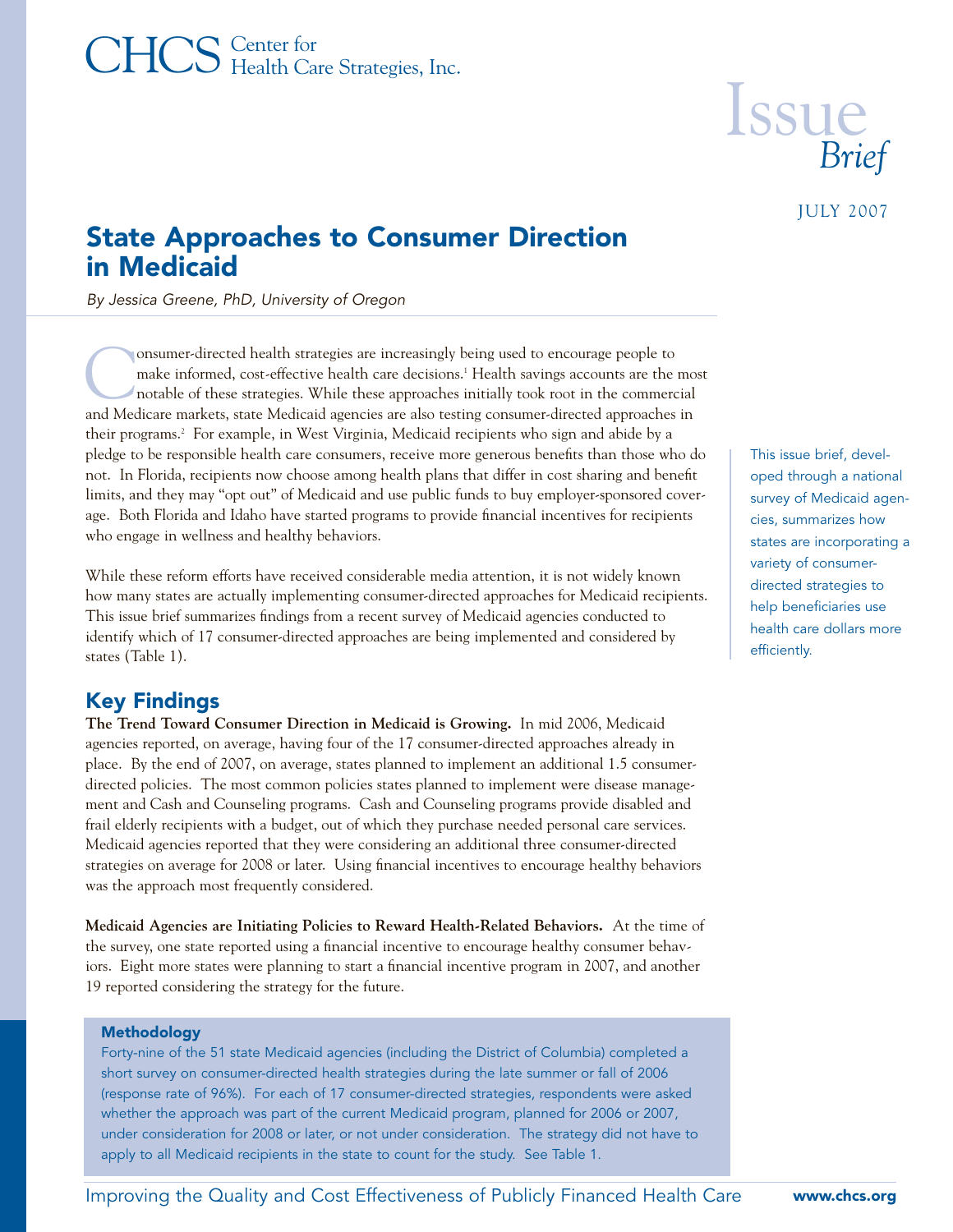CHCS Center for Health Care Strategies, Inc.

Issue *Brief*

JULY 2007

# State Approaches to Consumer Direction in Medicaid

*By Jessica Greene, PhD, University of Oregon*

Consumer-directed health strategies are increasingly being used to encourage people to make informed, cost-effective health care decisions.[1] Health savings accounts are the most notable of these strategies. While these approaches initially took root in the commercial and Medicare markets, state Medicaid agencies are also testing consumer-directed approaches in their programs.[2] For example, in West Virginia, Medicaid recipients who sign and abide by a pledge to be responsible health care consumers, receive more generous benefits than those who do not. In Florida, recipients now choose among health plans that differ in cost sharing and benefit limits, and they may "opt out" of Medicaid and use public funds to buy employer-sponsored coverage. Both Florida and Idaho have started programs to provide financial incentives for recipients who engage in wellness and healthy behaviors.

This issue brief, developed through a national survey of Medicaid agencies, summarizes how states are incorporating a variety of consumer-directed strategies to help beneficiaries use health care dollars more efficiently.

While these reform efforts have received considerable media attention, it is not widely known how many states are actually implementing consumer-directed approaches for Medicaid recipients. This issue brief summarizes findings from a recent survey of Medicaid agencies conducted to identify which of 17 consumer-directed approaches are being implemented and considered by states (Table 1).

## Key Findings

**The Trend Toward Consumer Direction in Medicaid is Growing.** In mid 2006, Medicaid agencies reported, on average, having four of the 17 consumer-directed approaches already in place. By the end of 2007, on average, states planned to implement an additional 1.5 consumer-directed policies. The most common policies states planned to implement were disease management and Cash and Counseling programs. Cash and Counseling programs provide disabled and frail elderly recipients with a budget, out of which they purchase needed personal care services. Medicaid agencies reported that they were considering an additional three consumer-directed strategies on average for 2008 or later. Using financial incentives to encourage healthy behaviors was the approach most frequently considered.

**Medicaid Agencies are Initiating Policies to Reward Health-Related Behaviors.** At the time of the survey, one state reported using a financial incentive to encourage healthy consumer behaviors. Eight more states were planning to start a financial incentive program in 2007, and another 19 reported considering the strategy for the future.

### Methodology

Forty-nine of the 51 state Medicaid agencies (including the District of Columbia) completed a short survey on consumer-directed health strategies during the late summer or fall of 2006 (response rate of 96%). For each of 17 consumer-directed strategies, respondents were asked whether the approach was part of the current Medicaid program, planned for 2006 or 2007, under consideration for 2008 or later, or not under consideration. The strategy did not have to apply to all Medicaid recipients in the state to count for the study. See Table 1.

Improving the Quality and Cost Effectiveness of Publicly Financed Health Care    www.chcs.org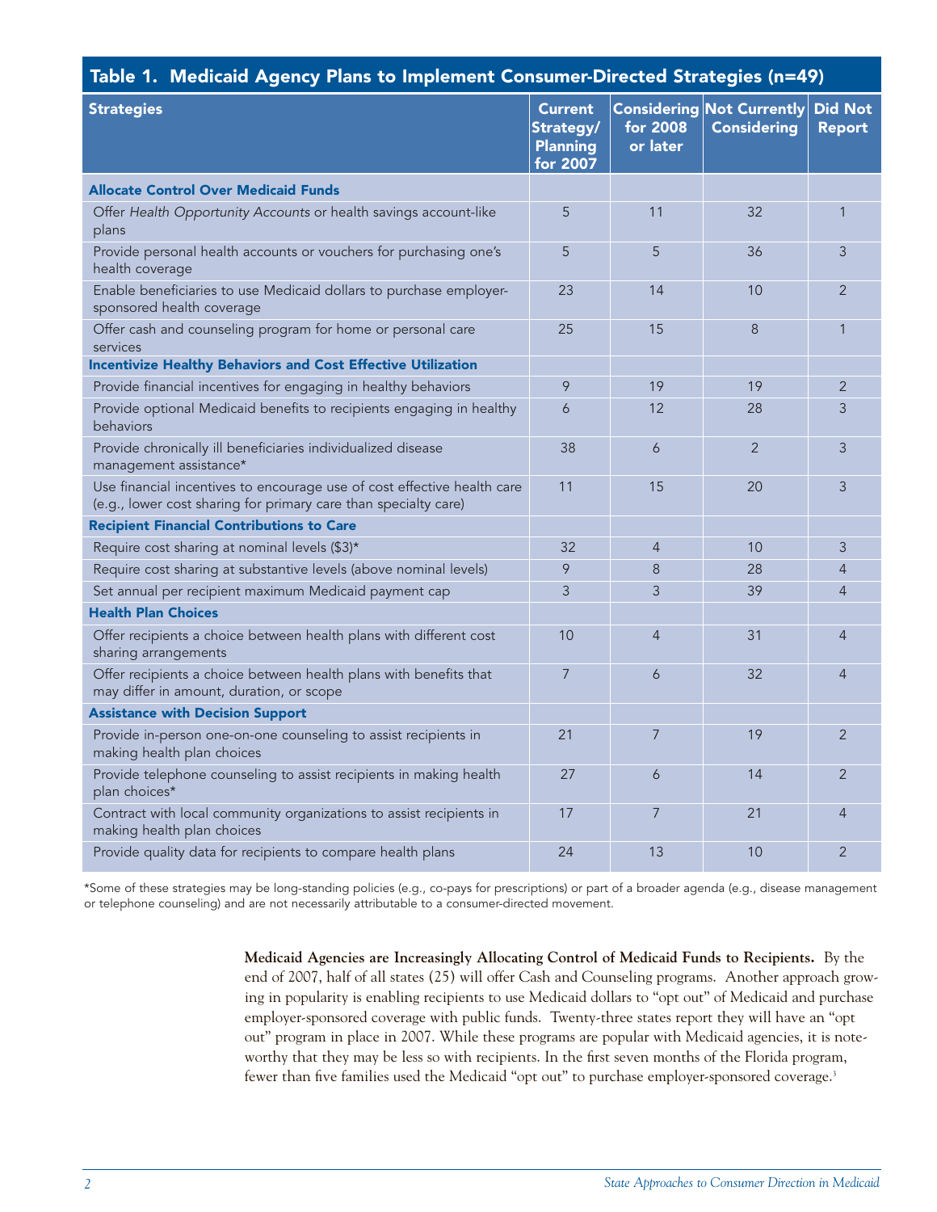## Table 1. Medicaid Agency Plans to Implement Consumer-Directed Strategies (n=49)

| Strategies | Current Strategy/ Planning for 2007 | Considering for 2008 or later | Not Currently Considering | Did Not Report |
|---|---|---|---|---|
| **Allocate Control Over Medicaid Funds** | | | | |
| Offer *Health Opportunity Accounts* or health savings account-like plans | 5 | 11 | 32 | 1 |
| Provide personal health accounts or vouchers for purchasing one's health coverage | 5 | 5 | 36 | 3 |
| Enable beneficiaries to use Medicaid dollars to purchase employer-sponsored health coverage | 23 | 14 | 10 | 2 |
| Offer cash and counseling program for home or personal care services | 25 | 15 | 8 | 1 |
| **Incentivize Healthy Behaviors and Cost Effective Utilization** | | | | |
| Provide financial incentives for engaging in healthy behaviors | 9 | 19 | 19 | 2 |
| Provide optional Medicaid benefits to recipients engaging in healthy behaviors | 6 | 12 | 28 | 3 |
| Provide chronically ill beneficiaries individualized disease management assistance* | 38 | 6 | 2 | 3 |
| Use financial incentives to encourage use of cost effective health care (e.g., lower cost sharing for primary care than specialty care) | 11 | 15 | 20 | 3 |
| **Recipient Financial Contributions to Care** | | | | |
| Require cost sharing at nominal levels ($3)* | 32 | 4 | 10 | 3 |
| Require cost sharing at substantive levels (above nominal levels) | 9 | 8 | 28 | 4 |
| Set annual per recipient maximum Medicaid payment cap | 3 | 3 | 39 | 4 |
| **Health Plan Choices** | | | | |
| Offer recipients a choice between health plans with different cost sharing arrangements | 10 | 4 | 31 | 4 |
| Offer recipients a choice between health plans with benefits that may differ in amount, duration, or scope | 7 | 6 | 32 | 4 |
| **Assistance with Decision Support** | | | | |
| Provide in-person one-on-one counseling to assist recipients in making health plan choices | 21 | 7 | 19 | 2 |
| Provide telephone counseling to assist recipients in making health plan choices* | 27 | 6 | 14 | 2 |
| Contract with local community organizations to assist recipients in making health plan choices | 17 | 7 | 21 | 4 |
| Provide quality data for recipients to compare health plans | 24 | 13 | 10 | 2 |

*Some of these strategies may be long-standing policies (e.g., co-pays for prescriptions) or part of a broader agenda (e.g., disease management or telephone counseling) and are not necessarily attributable to a consumer-directed movement.

**Medicaid Agencies are Increasingly Allocating Control of Medicaid Funds to Recipients.** By the end of 2007, half of all states (25) will offer Cash and Counseling programs. Another approach growing in popularity is enabling recipients to use Medicaid dollars to "opt out" of Medicaid and purchase employer-sponsored coverage with public funds. Twenty-three states report they will have an "opt out" program in place in 2007. While these programs are popular with Medicaid agencies, it is noteworthy that they may be less so with recipients. In the first seven months of the Florida program, fewer than five families used the Medicaid "opt out" to purchase employer-sponsored coverage.[3]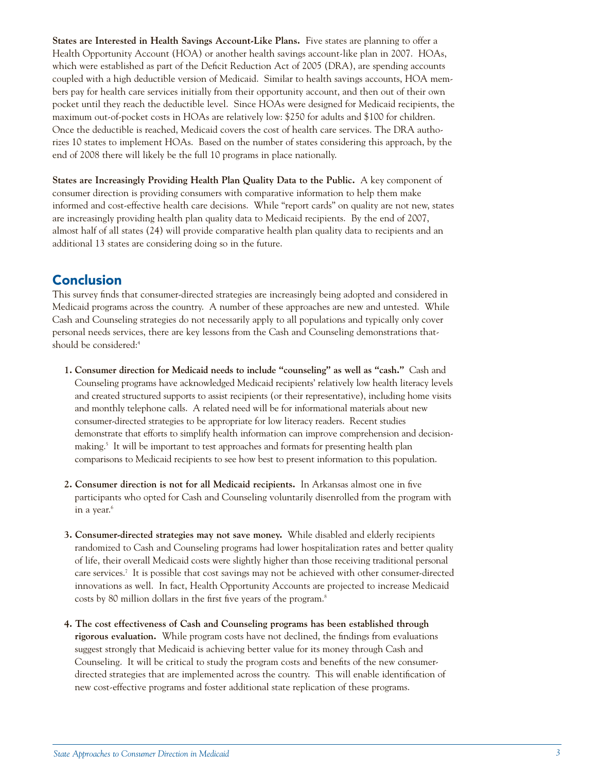**States are Interested in Health Savings Account-Like Plans.** Five states are planning to offer a Health Opportunity Account (HOA) or another health savings account-like plan in 2007. HOAs, which were established as part of the Deficit Reduction Act of 2005 (DRA), are spending accounts coupled with a high deductible version of Medicaid. Similar to health savings accounts, HOA members pay for health care services initially from their opportunity account, and then out of their own pocket until they reach the deductible level. Since HOAs were designed for Medicaid recipients, the maximum out-of-pocket costs in HOAs are relatively low: $250 for adults and $100 for children. Once the deductible is reached, Medicaid covers the cost of health care services. The DRA authorizes 10 states to implement HOAs. Based on the number of states considering this approach, by the end of 2008 there will likely be the full 10 programs in place nationally.

**States are Increasingly Providing Health Plan Quality Data to the Public.** A key component of consumer direction is providing consumers with comparative information to help them make informed and cost-effective health care decisions. While "report cards" on quality are not new, states are increasingly providing health plan quality data to Medicaid recipients. By the end of 2007, almost half of all states (24) will provide comparative health plan quality data to recipients and an additional 13 states are considering doing so in the future.

## Conclusion

This survey finds that consumer-directed strategies are increasingly being adopted and considered in Medicaid programs across the country. A number of these approaches are new and untested. While Cash and Counseling strategies do not necessarily apply to all populations and typically only cover personal needs services, there are key lessons from the Cash and Counseling demonstrations that should be considered:[4]

1. **Consumer direction for Medicaid needs to include "counseling" as well as "cash."** Cash and Counseling programs have acknowledged Medicaid recipients' relatively low health literacy levels and created structured supports to assist recipients (or their representative), including home visits and monthly telephone calls. A related need will be for informational materials about new consumer-directed strategies to be appropriate for low literacy readers. Recent studies demonstrate that efforts to simplify health information can improve comprehension and decision-making.[5] It will be important to test approaches and formats for presenting health plan comparisons to Medicaid recipients to see how best to present information to this population.

2. **Consumer direction is not for all Medicaid recipients.** In Arkansas almost one in five participants who opted for Cash and Counseling voluntarily disenrolled from the program with in a year.[6]

3. **Consumer-directed strategies may not save money.** While disabled and elderly recipients randomized to Cash and Counseling programs had lower hospitalization rates and better quality of life, their overall Medicaid costs were slightly higher than those receiving traditional personal care services.[7] It is possible that cost savings may not be achieved with other consumer-directed innovations as well. In fact, Health Opportunity Accounts are projected to increase Medicaid costs by 80 million dollars in the first five years of the program.[8]

4. **The cost effectiveness of Cash and Counseling programs has been established through rigorous evaluation.** While program costs have not declined, the findings from evaluations suggest strongly that Medicaid is achieving better value for its money through Cash and Counseling. It will be critical to study the program costs and benefits of the new consumer-directed strategies that are implemented across the country. This will enable identification of new cost-effective programs and foster additional state replication of these programs.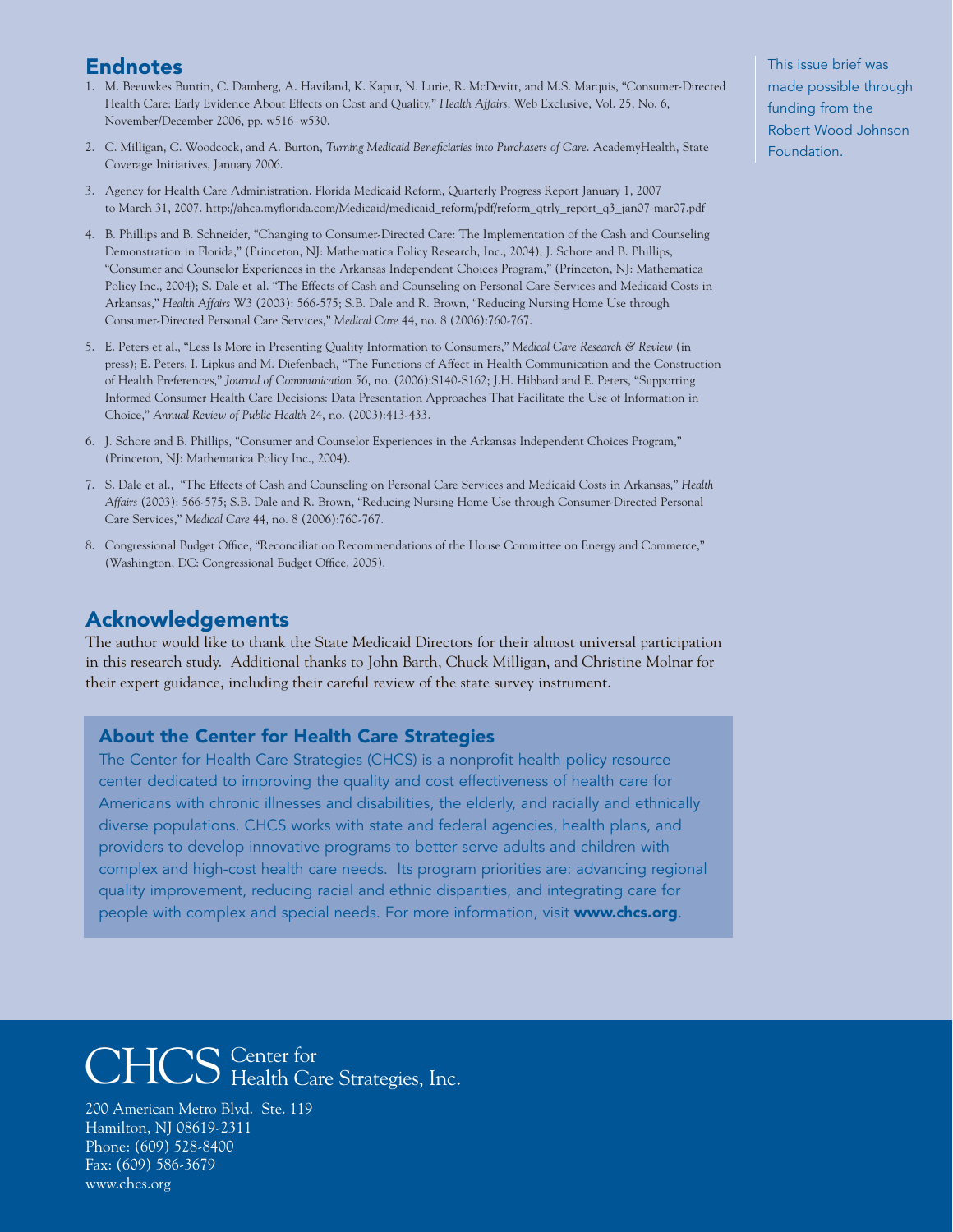## Endnotes

1. M. Beeuwkes Buntin, C. Damberg, A. Haviland, K. Kapur, N. Lurie, R. McDevitt, and M.S. Marquis, "Consumer-Directed Health Care: Early Evidence About Effects on Cost and Quality," *Health Affairs*, Web Exclusive, Vol. 25, No. 6, November/December 2006, pp. w516–w530.
2. C. Milligan, C. Woodcock, and A. Burton, *Turning Medicaid Beneficiaries into Purchasers of Care*. AcademyHealth, State Coverage Initiatives, January 2006.
3. Agency for Health Care Administration. Florida Medicaid Reform, Quarterly Progress Report January 1, 2007 to March 31, 2007. http://ahca.myflorida.com/Medicaid/medicaid_reform/pdf/reform_qtrly_report_q3_jan07-mar07.pdf
4. B. Phillips and B. Schneider, "Changing to Consumer-Directed Care: The Implementation of the Cash and Counseling Demonstration in Florida," (Princeton, NJ: Mathematica Policy Research, Inc., 2004); J. Schore and B. Phillips, "Consumer and Counselor Experiences in the Arkansas Independent Choices Program," (Princeton, NJ: Mathematica Policy Inc., 2004); S. Dale et al. "The Effects of Cash and Counseling on Personal Care Services and Medicaid Costs in Arkansas," *Health Affairs* W3 (2003): 566-575; S.B. Dale and R. Brown, "Reducing Nursing Home Use through Consumer-Directed Personal Care Services," *Medical Care* 44, no. 8 (2006):760-767.
5. E. Peters et al., "Less Is More in Presenting Quality Information to Consumers," *Medical Care Research & Review* (in press); E. Peters, I. Lipkus and M. Diefenbach, "The Functions of Affect in Health Communication and the Construction of Health Preferences," *Journal of Communication* 56, no. (2006):S140-S162; J.H. Hibbard and E. Peters, "Supporting Informed Consumer Health Care Decisions: Data Presentation Approaches That Facilitate the Use of Information in Choice," *Annual Review of Public Health* 24, no. (2003):413-433.
6. J. Schore and B. Phillips, "Consumer and Counselor Experiences in the Arkansas Independent Choices Program," (Princeton, NJ: Mathematica Policy Inc., 2004).
7. S. Dale et al., "The Effects of Cash and Counseling on Personal Care Services and Medicaid Costs in Arkansas," *Health Affairs* (2003): 566-575; S.B. Dale and R. Brown, "Reducing Nursing Home Use through Consumer-Directed Personal Care Services," *Medical Care* 44, no. 8 (2006):760-767.
8. Congressional Budget Office, "Reconciliation Recommendations of the House Committee on Energy and Commerce," (Washington, DC: Congressional Budget Office, 2005).

This issue brief was made possible through funding from the Robert Wood Johnson Foundation.

## Acknowledgements

The author would like to thank the State Medicaid Directors for their almost universal participation in this research study. Additional thanks to John Barth, Chuck Milligan, and Christine Molnar for their expert guidance, including their careful review of the state survey instrument.

### About the Center for Health Care Strategies

The Center for Health Care Strategies (CHCS) is a nonprofit health policy resource center dedicated to improving the quality and cost effectiveness of health care for Americans with chronic illnesses and disabilities, the elderly, and racially and ethnically diverse populations. CHCS works with state and federal agencies, health plans, and providers to develop innovative programs to better serve adults and children with complex and high-cost health care needs. Its program priorities are: advancing regional quality improvement, reducing racial and ethnic disparities, and integrating care for people with complex and special needs. For more information, visit **www.chcs.org**.

CHCS Center for Health Care Strategies, Inc.

200 American Metro Blvd. Ste. 119
Hamilton, NJ 08619-2311
Phone: (609) 528-8400
Fax: (609) 586-3679
www.chcs.org